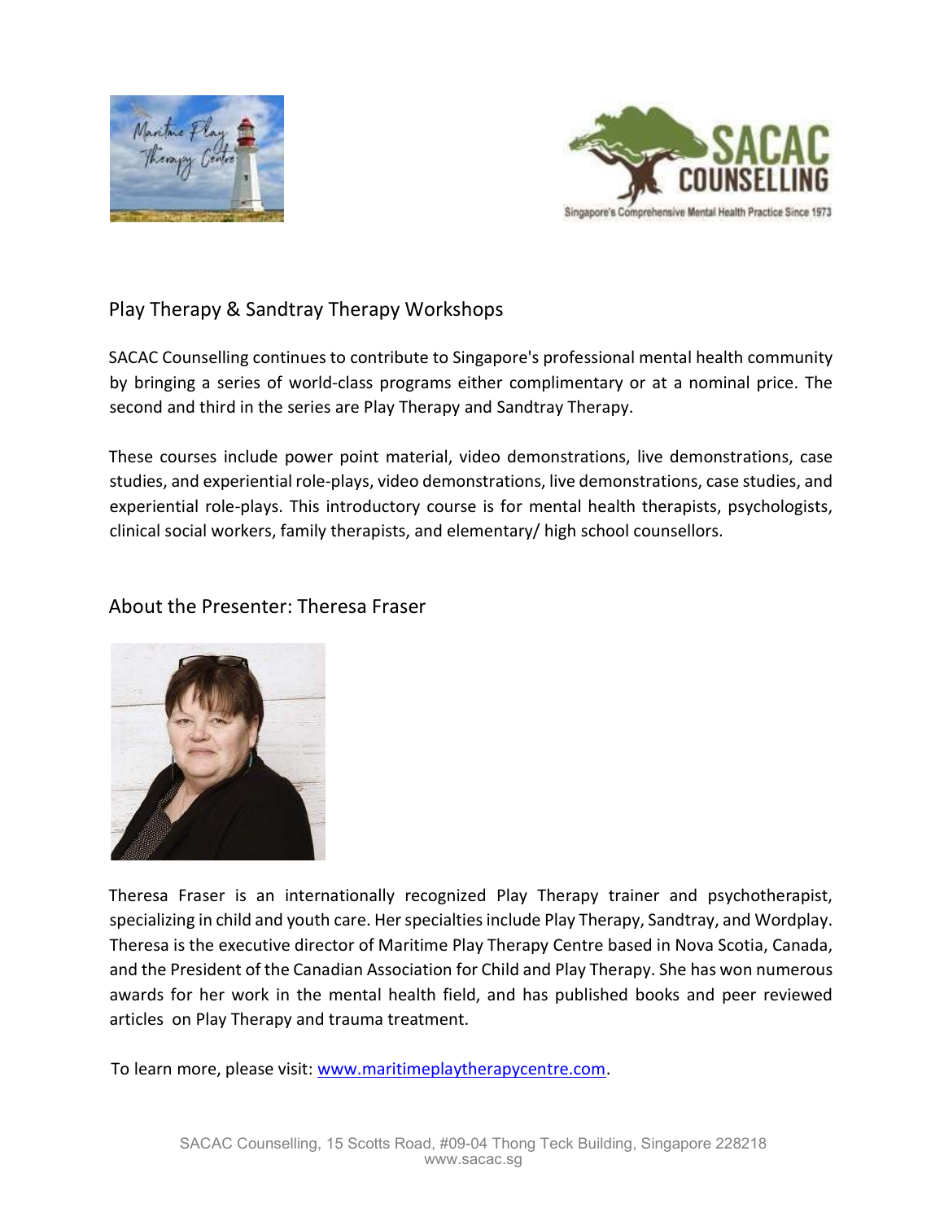## Play Therapy & Sandtray Therapy Workshops

SACAC Counselling continues to contribute to Singapore's professional mental health community by bringing a series of world-class programs either complimentary or at a nominal price. The second and third in the series are Play Therapy and Sandtray Therapy.

These courses include power point material, video demonstrations, live demonstrations, case studies, and experiential role-plays, video demonstrations, live demonstrations, case studies, and experiential role-plays. This introductory course is for mental health therapists, psychologists, clinical social workers, family therapists, and elementary/ high school counsellors.

## About the Presenter: Theresa Fraser

Theresa Fraser is an internationally recognized Play Therapy trainer and psychotherapist, specializing in child and youth care. Her specialties include Play Therapy, Sandtray, and Wordplay. Theresa is the executive director of Maritime Play Therapy Centre based in Nova Scotia, Canada, and the President of the Canadian Association for Child and Play Therapy. She has won numerous awards for her work in the mental health field, and has published books and peer reviewed articles on Play Therapy and trauma treatment.

To learn more, please visit: [www.maritimeplaytherapycentre.com](http://www.maritimeplaytherapycentre.com).

SACAC Counselling, 15 Scotts Road, #09-04 Thong Teck Building, Singapore 228218
www.sacac.sg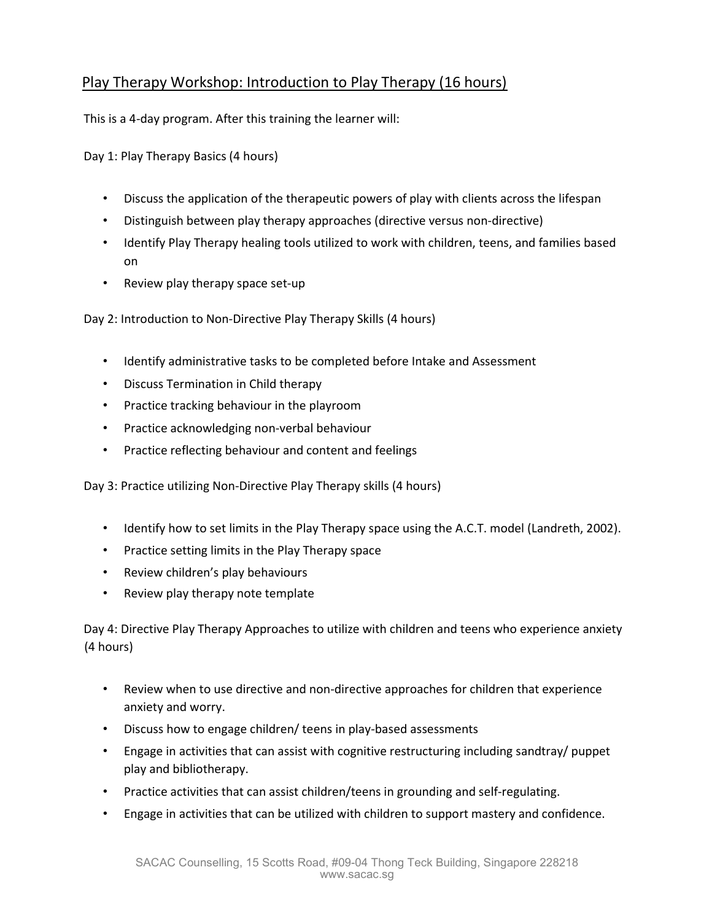## Play Therapy Workshop: Introduction to Play Therapy (16 hours)

This is a 4-day program. After this training the learner will:

Day 1: Play Therapy Basics (4 hours)

- Discuss the application of the therapeutic powers of play with clients across the lifespan
- Distinguish between play therapy approaches (directive versus non-directive)
- Identify Play Therapy healing tools utilized to work with children, teens, and families based on
- Review play therapy space set-up

Day 2: Introduction to Non-Directive Play Therapy Skills (4 hours)

- Identify administrative tasks to be completed before Intake and Assessment
- Discuss Termination in Child therapy
- Practice tracking behaviour in the playroom
- Practice acknowledging non-verbal behaviour
- Practice reflecting behaviour and content and feelings

Day 3: Practice utilizing Non-Directive Play Therapy skills (4 hours)

- Identify how to set limits in the Play Therapy space using the A.C.T. model (Landreth, 2002).
- Practice setting limits in the Play Therapy space
- Review children's play behaviours
- Review play therapy note template

Day 4: Directive Play Therapy Approaches to utilize with children and teens who experience anxiety (4 hours)

- Review when to use directive and non-directive approaches for children that experience anxiety and worry.
- Discuss how to engage children/ teens in play-based assessments
- Engage in activities that can assist with cognitive restructuring including sandtray/ puppet play and bibliotherapy.
- Practice activities that can assist children/teens in grounding and self-regulating.
- Engage in activities that can be utilized with children to support mastery and confidence.

SACAC Counselling, 15 Scotts Road, #09-04 Thong Teck Building, Singapore 228218
www.sacac.sg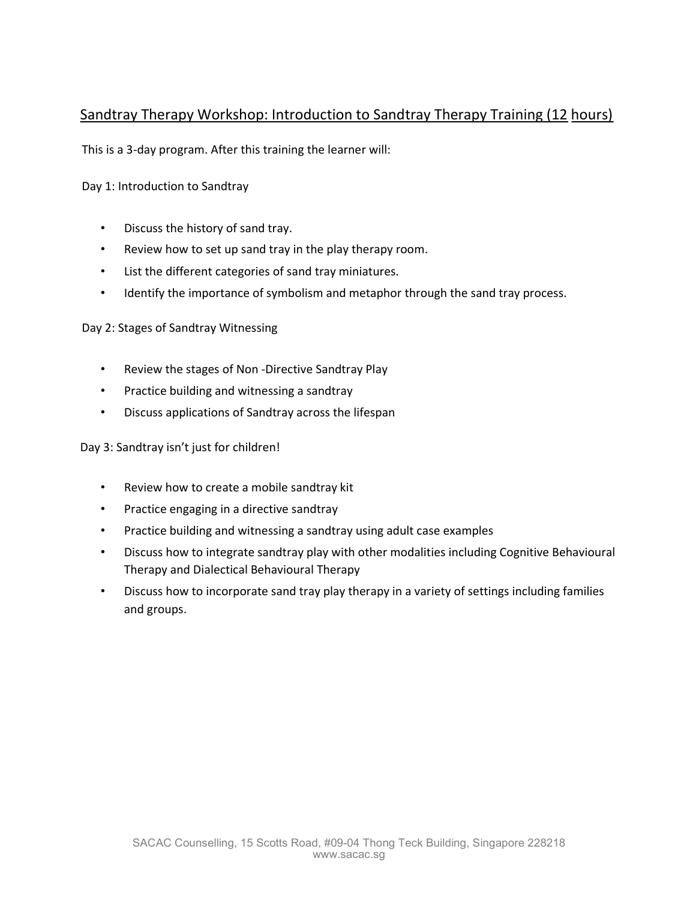## Sandtray Therapy Workshop: Introduction to Sandtray Therapy Training (12 hours)

This is a 3-day program. After this training the learner will:

Day 1: Introduction to Sandtray

- Discuss the history of sand tray.
- Review how to set up sand tray in the play therapy room.
- List the different categories of sand tray miniatures.
- Identify the importance of symbolism and metaphor through the sand tray process.

Day 2: Stages of Sandtray Witnessing

- Review the stages of Non -Directive Sandtray Play
- Practice building and witnessing a sandtray
- Discuss applications of Sandtray across the lifespan

Day 3: Sandtray isn't just for children!

- Review how to create a mobile sandtray kit
- Practice engaging in a directive sandtray
- Practice building and witnessing a sandtray using adult case examples
- Discuss how to integrate sandtray play with other modalities including Cognitive Behavioural Therapy and Dialectical Behavioural Therapy
- Discuss how to incorporate sand tray play therapy in a variety of settings including families and groups.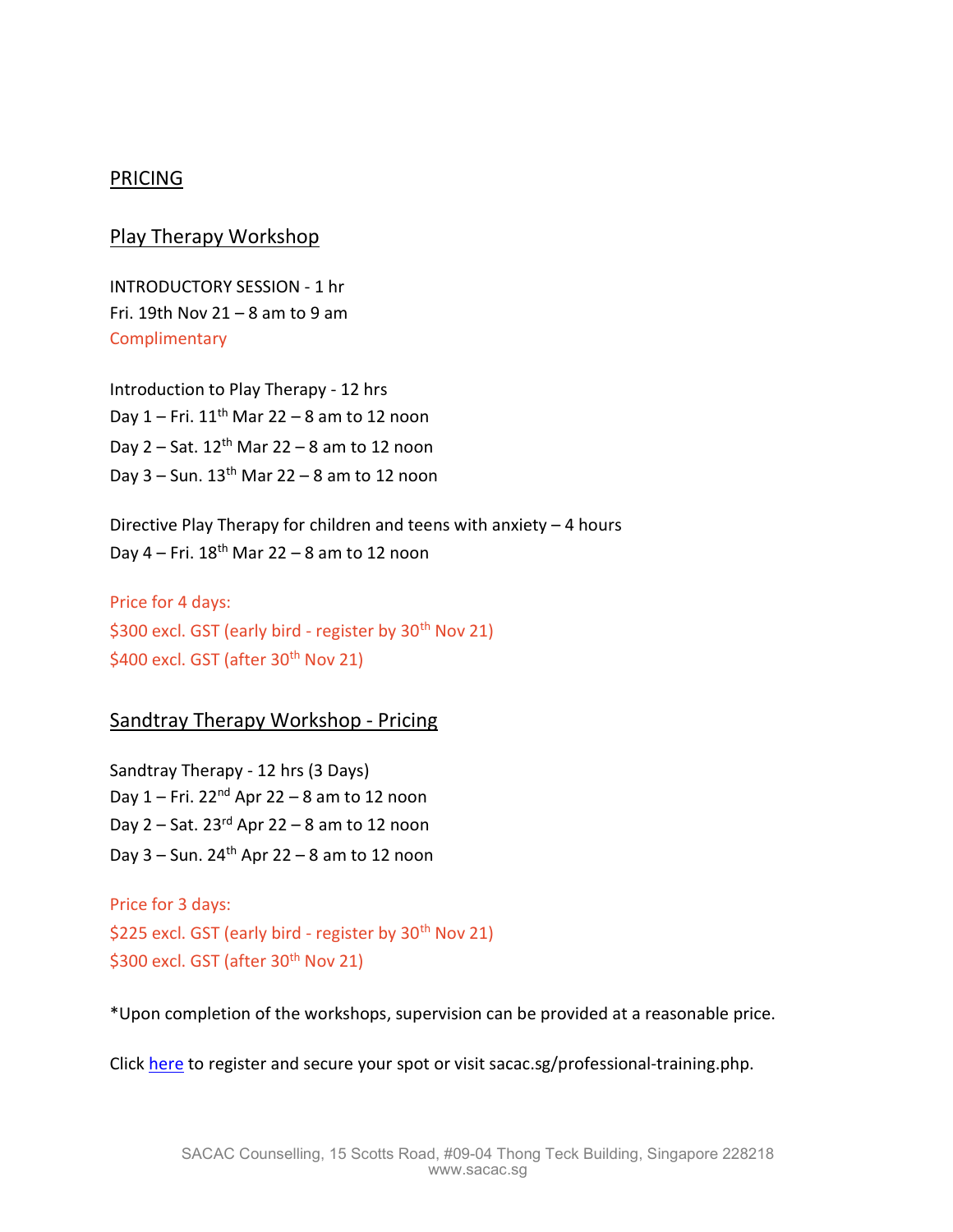## PRICING

### Play Therapy Workshop

INTRODUCTORY SESSION - 1 hr
Fri. 19th Nov 21 – 8 am to 9 am
Complimentary

Introduction to Play Therapy - 12 hrs
Day 1 – Fri. 11th Mar 22 – 8 am to 12 noon
Day 2 – Sat. 12th Mar 22 – 8 am to 12 noon
Day 3 – Sun. 13th Mar 22 – 8 am to 12 noon

Directive Play Therapy for children and teens with anxiety – 4 hours
Day 4 – Fri. 18th Mar 22 – 8 am to 12 noon

Price for 4 days:
$300 excl. GST (early bird - register by 30th Nov 21)
$400 excl. GST (after 30th Nov 21)

### Sandtray Therapy Workshop - Pricing

Sandtray Therapy - 12 hrs (3 Days)
Day 1 – Fri. 22nd Apr 22 – 8 am to 12 noon
Day 2 – Sat. 23rd Apr 22 – 8 am to 12 noon
Day 3 – Sun. 24th Apr 22 – 8 am to 12 noon

Price for 3 days:
$225 excl. GST (early bird - register by 30th Nov 21)
$300 excl. GST (after 30th Nov 21)

*Upon completion of the workshops, supervision can be provided at a reasonable price.

Click [here]() to register and secure your spot or visit sacac.sg/professional-training.php.

SACAC Counselling, 15 Scotts Road, #09-04 Thong Teck Building, Singapore 228218
www.sacac.sg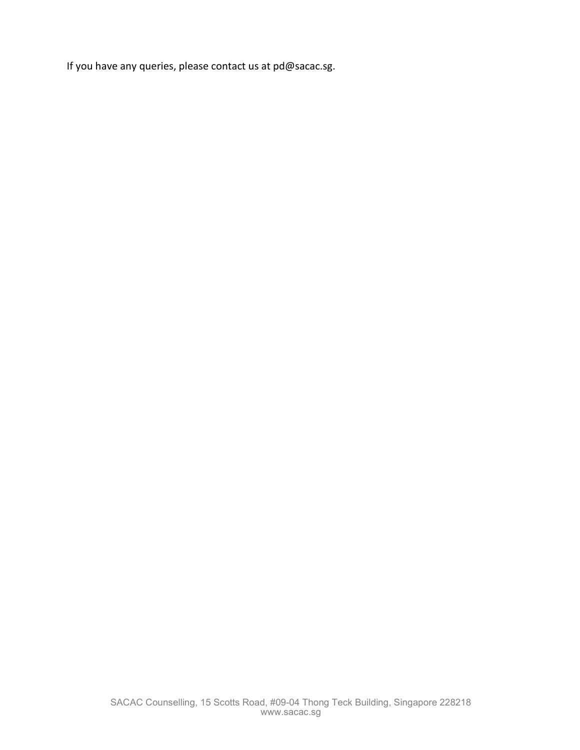If you have any queries, please contact us at pd@sacac.sg.